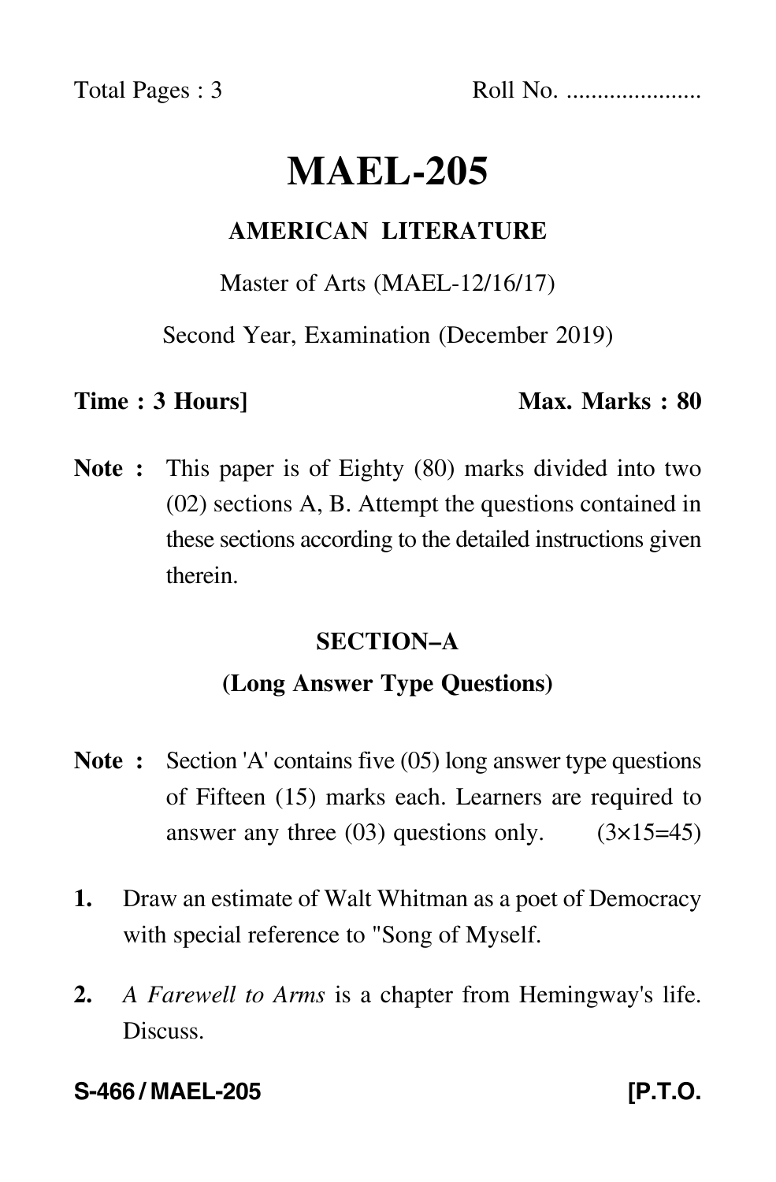Total Pages : 3 Roll No. ......................

# MAEL-205

## AMERICAN LITERATURE

Master of Arts (MAEL-12/16/17)

Second Year, Examination (December 2019)

**Time : 3 Hours]** **Max. Marks : 80**

**Note :** This paper is of Eighty (80) marks divided into two (02) sections A, B. Attempt the questions contained in these sections according to the detailed instructions given therein.

### SECTION–A

### (Long Answer Type Questions)

**Note :** Section 'A' contains five (05) long answer type questions of Fifteen (15) marks each. Learners are required to answer any three (03) questions only. (3×15=45)

**1.** Draw an estimate of Walt Whitman as a poet of Democracy with special reference to "Song of Myself.

**2.** *A Farewell to Arms* is a chapter from Hemingway's life. Discuss.

**S-466 / MAEL-205** **[P.T.O.**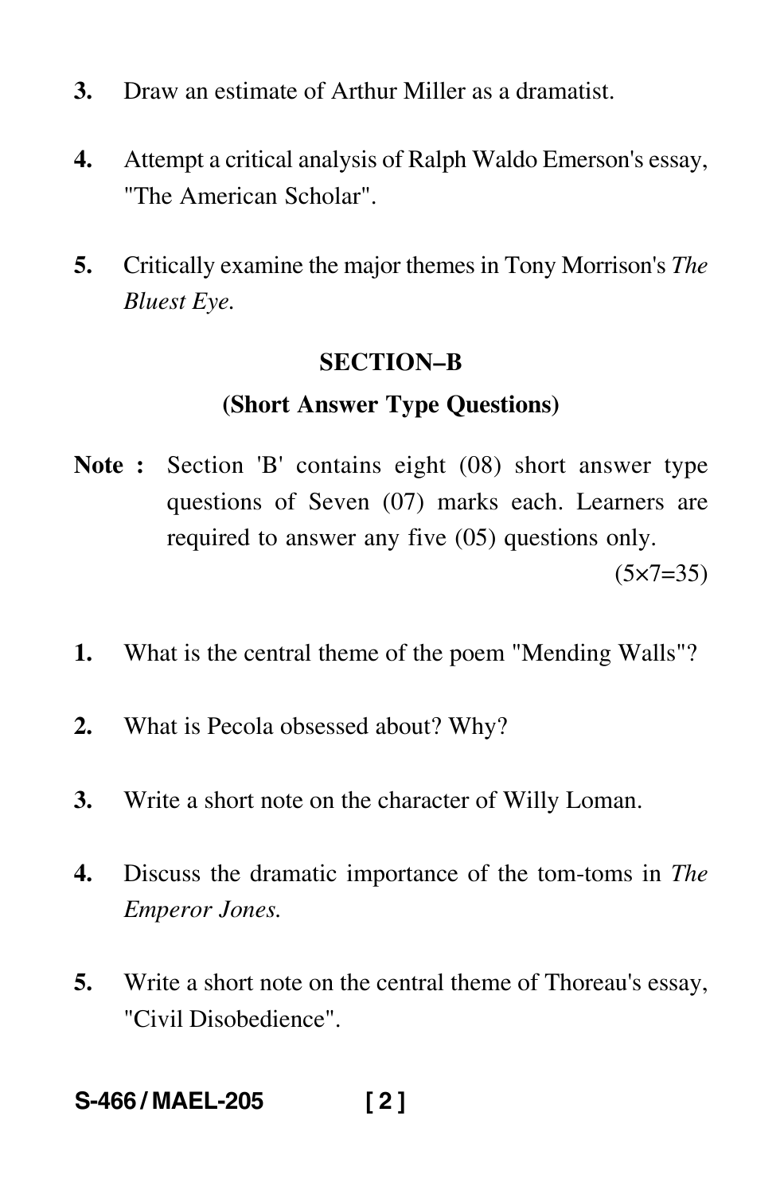3. Draw an estimate of Arthur Miller as a dramatist.

4. Attempt a critical analysis of Ralph Waldo Emerson's essay, "The American Scholar".

5. Critically examine the major themes in Tony Morrison's *The Bluest Eye.*

## SECTION–B

### (Short Answer Type Questions)

**Note :** Section 'B' contains eight (08) short answer type questions of Seven (07) marks each. Learners are required to answer any five (05) questions only.

(5×7=35)

1. What is the central theme of the poem "Mending Walls"?

2. What is Pecola obsessed about? Why?

3. Write a short note on the character of Willy Loman.

4. Discuss the dramatic importance of the tom-toms in *The Emperor Jones.*

5. Write a short note on the central theme of Thoreau's essay, "Civil Disobedience".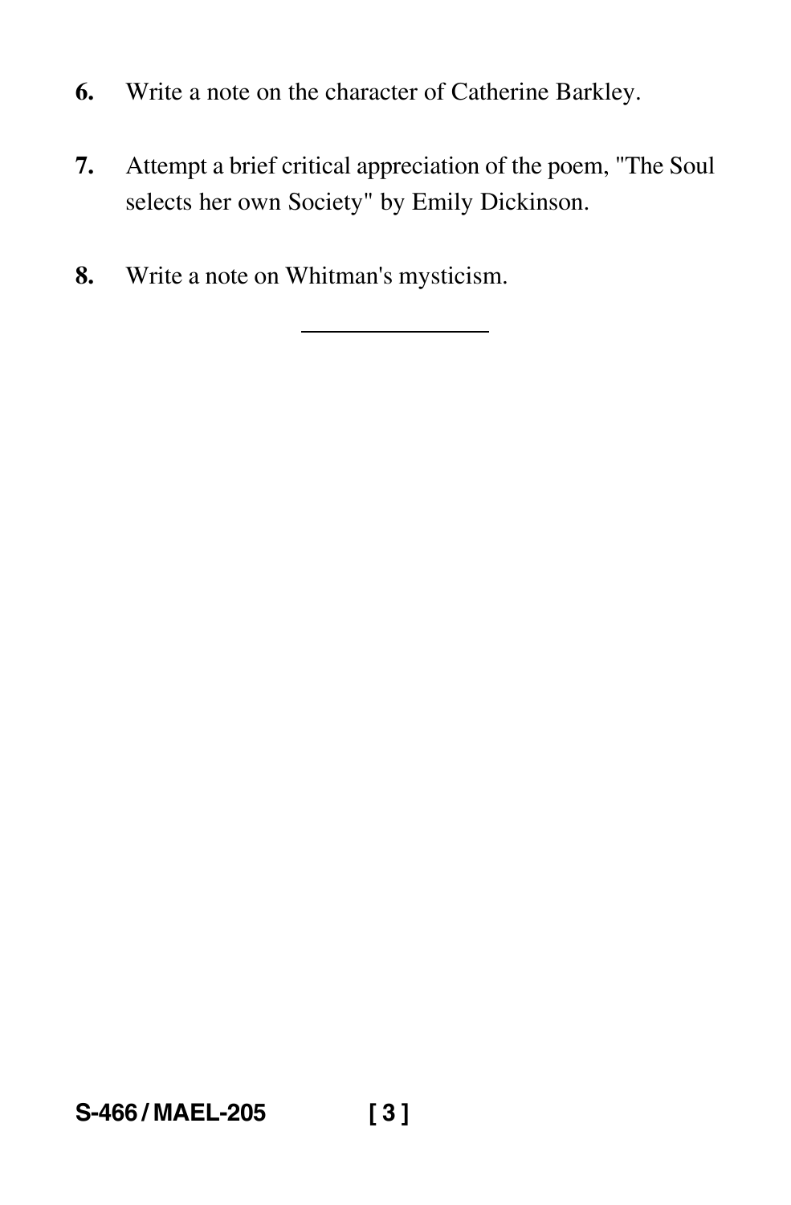**6.** Write a note on the character of Catherine Barkley.

**7.** Attempt a brief critical appreciation of the poem, "The Soul selects her own Society" by Emily Dickinson.

**8.** Write a note on Whitman's mysticism.

---